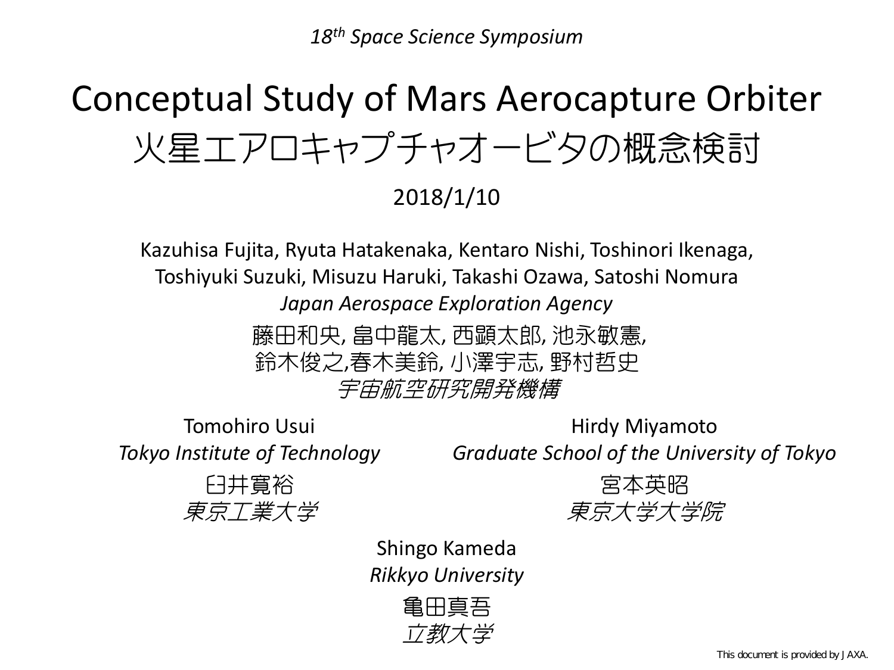*18th Space Science Symposium*

# Conceptual Study of Mars Aerocapture Orbiter
# 火星エアロキャプチャオービタの概念検討

2018/1/10

Kazuhisa Fujita, Ryuta Hatakenaka, Kentaro Nishi, Toshinori Ikenaga,
Toshiyuki Suzuki, Misuzu Haruki, Takashi Ozawa, Satoshi Nomura
*Japan Aerospace Exploration Agency*

藤田和央, 畠中龍太, 西顕太郎, 池永敏憲,
鈴木俊之,春木美鈴, 小澤宇志, 野村哲史
*宇宙航空研究開発機構*

Tomohiro Usui
*Tokyo Institute of Technology*
臼井寛裕
*東京工業大学*

Hirdy Miyamoto
*Graduate School of the University of Tokyo*
宮本英昭
*東京大学大学院*

Shingo Kameda
*Rikkyo University*
亀田真吾
*立教大学*

This document is provided by JAXA.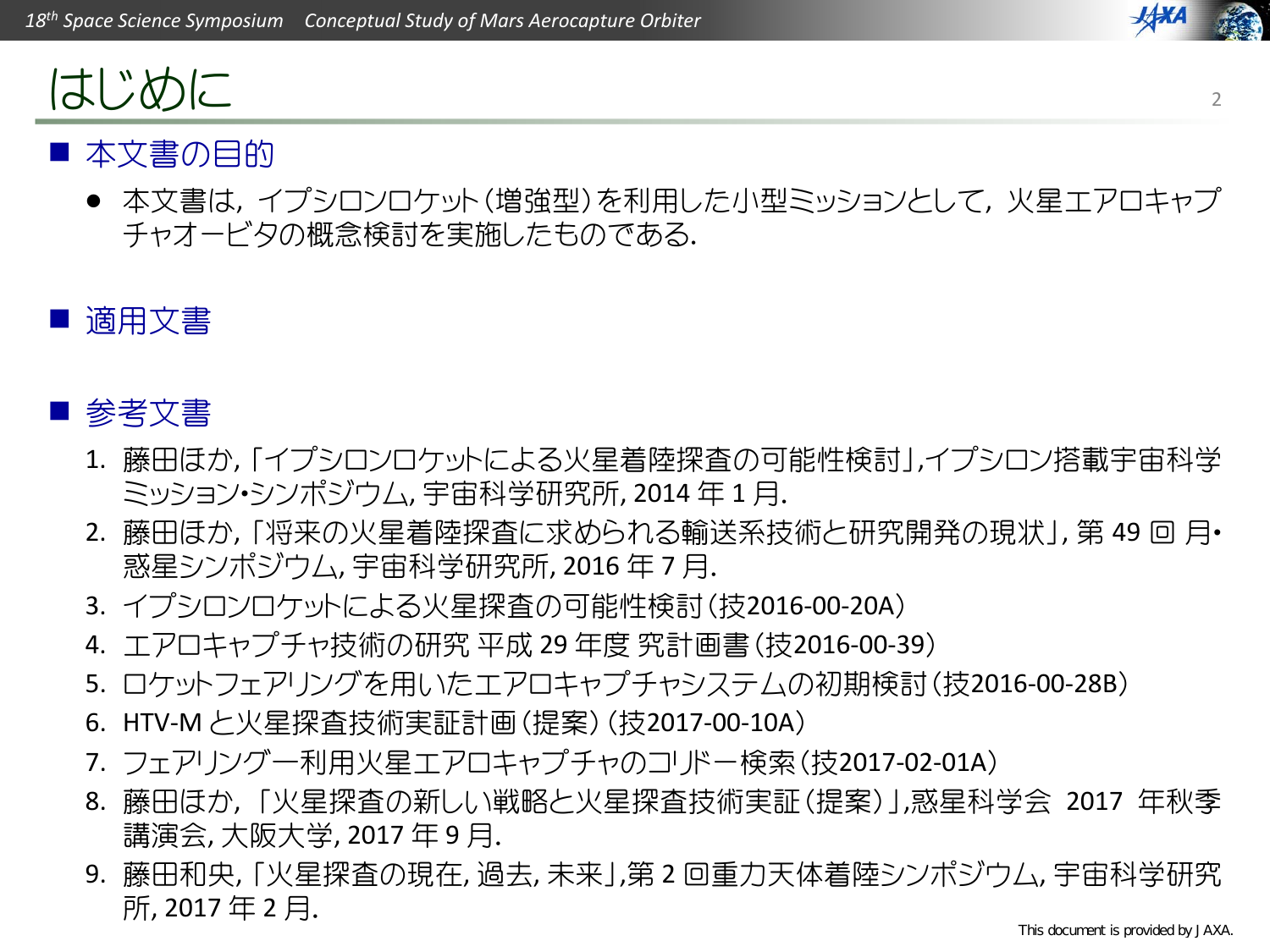# はじめに

## 本文書の目的

- 本文書は，イプシロンロケット（増強型）を利用した小型ミッションとして，火星エアロキャプチャオービタの概念検討を実施したものである.

## 適用文書

## 参考文書

1. 藤田ほか,「イプシロンロケットによる火星着陸探査の可能性検討」,イプシロン搭載宇宙科学ミッション・シンポジウム, 宇宙科学研究所, 2014 年 1 月.
2. 藤田ほか,「将来の火星着陸探査に求められる輸送系技術と研究開発の現状」, 第 49 回 月・惑星シンポジウム, 宇宙科学研究所, 2016 年 7 月.
3. イプシロンロケットによる火星探査の可能性検討（技2016-00-20A）
4. エアロキャプチャ技術の研究 平成 29 年度 究計画書（技2016-00-39）
5. ロケットフェアリングを用いたエアロキャプチャシステムの初期検討（技2016-00-28B）
6. HTV-M と火星探査技術実証計画（提案）（技2017-00-10A）
7. フェアリングー利用火星エアロキャプチャのコリドー検索（技2017-02-01A）
8. 藤田ほか,「火星探査の新しい戦略と火星探査技術実証（提案）」,惑星科学会 2017 年秋季講演会, 大阪大学, 2017 年 9 月.
9. 藤田和央,「火星探査の現在, 過去, 未来」,第 2 回重力天体着陸シンポジウム, 宇宙科学研究所, 2017 年 2 月.

This document is provided by JAXA.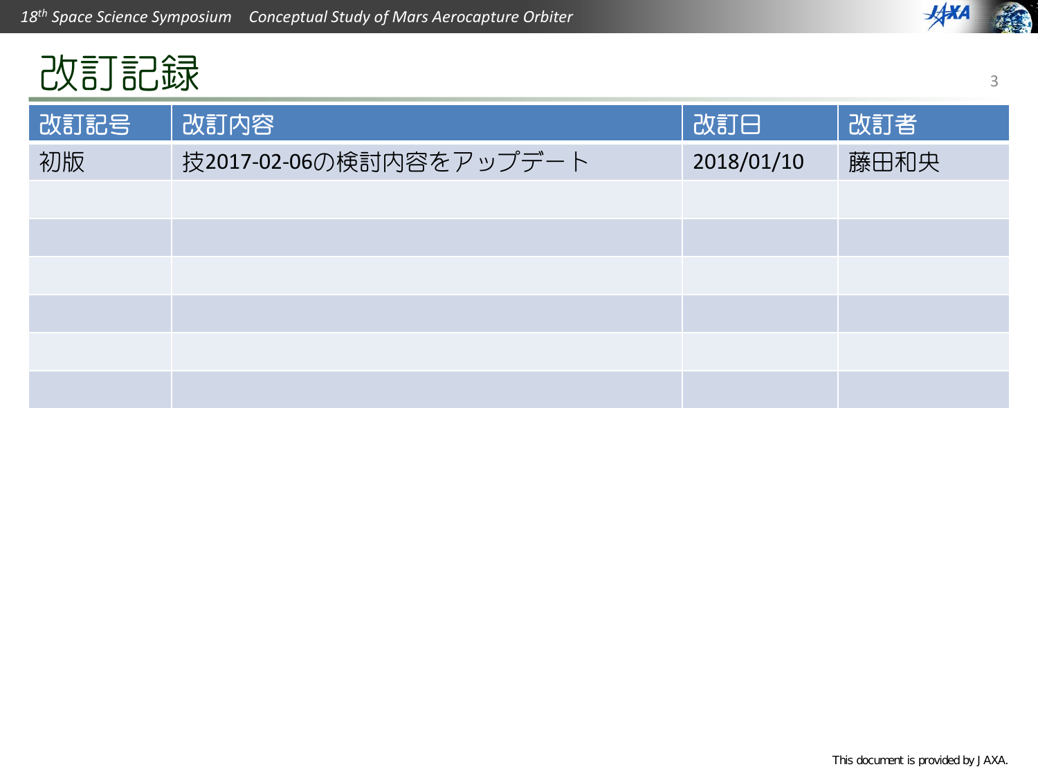# 改訂記録

| 改訂記号 | 改訂内容 | 改訂日 | 改訂者 |
|---|---|---|---|
| 初版 | 技2017-02-06の検討内容をアップデート | 2018/01/10 | 藤田和央 |
| | | | |
| | | | |
| | | | |
| | | | |
| | | | |
| | | | |

This document is provided by JAXA.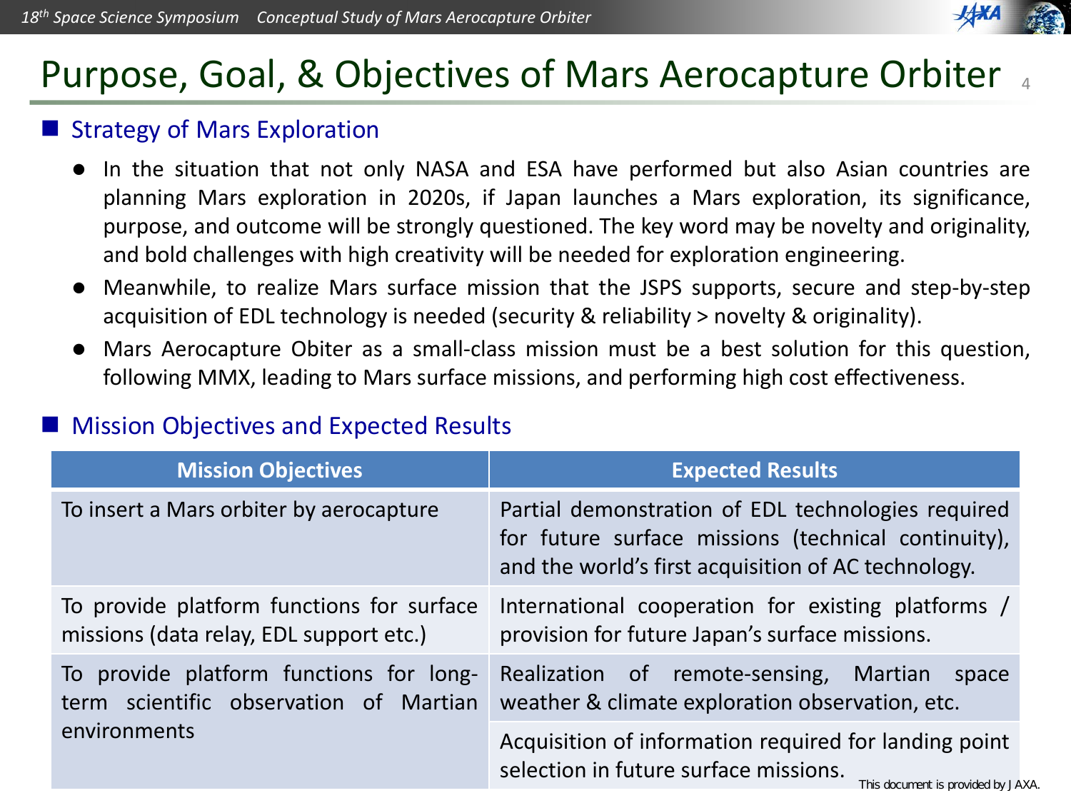# Purpose, Goal, & Objectives of Mars Aerocapture Orbiter

## Strategy of Mars Exploration

- In the situation that not only NASA and ESA have performed but also Asian countries are planning Mars exploration in 2020s, if Japan launches a Mars exploration, its significance, purpose, and outcome will be strongly questioned. The key word may be novelty and originality, and bold challenges with high creativity will be needed for exploration engineering.
- Meanwhile, to realize Mars surface mission that the JSPS supports, secure and step-by-step acquisition of EDL technology is needed (security & reliability > novelty & originality).
- Mars Aerocapture Obiter as a small-class mission must be a best solution for this question, following MMX, leading to Mars surface missions, and performing high cost effectiveness.

## Mission Objectives and Expected Results

| Mission Objectives | Expected Results |
| --- | --- |
| To insert a Mars orbiter by aerocapture | Partial demonstration of EDL technologies required for future surface missions (technical continuity), and the world's first acquisition of AC technology. |
| To provide platform functions for surface missions (data relay, EDL support etc.) | International cooperation for existing platforms / provision for future Japan's surface missions. |
| To provide platform functions for long-term scientific observation of Martian environments | Realization of remote-sensing, Martian space weather & climate exploration observation, etc. |
| | Acquisition of information required for landing point selection in future surface missions. |

This document is provided by JAXA.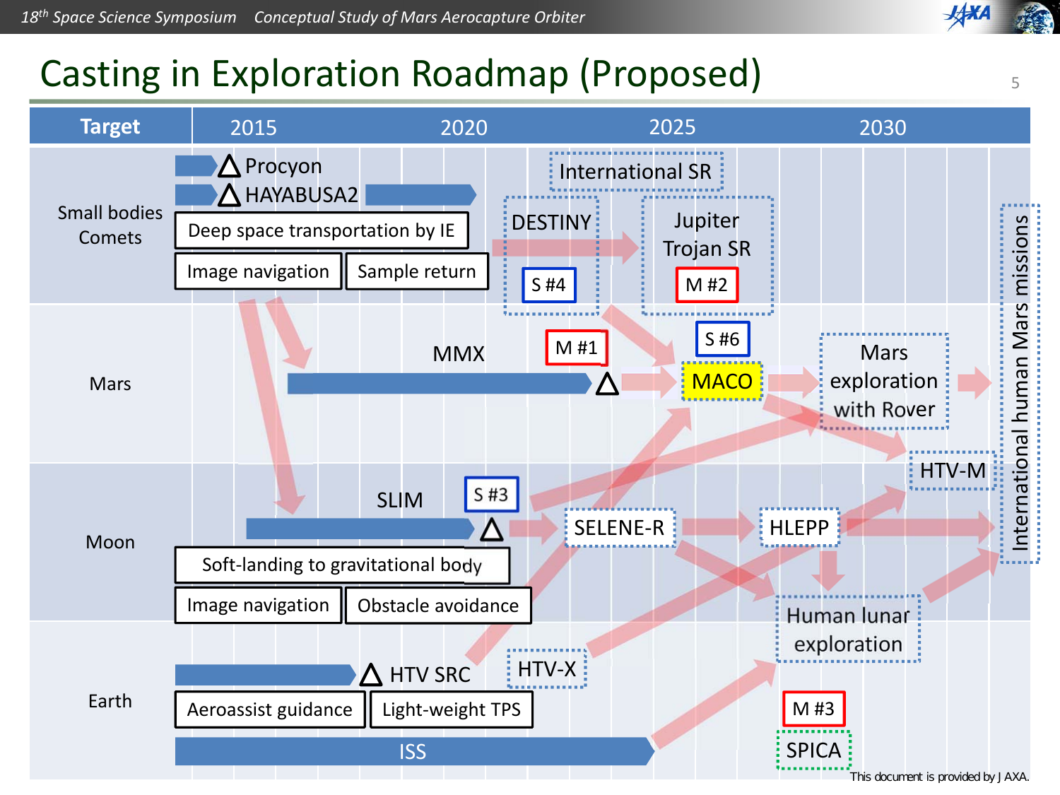# Casting in Exploration Roadmap (Proposed)

| Target | 2015 | 2020 | 2025 | 2030 |
|---|---|---|---|---|
| Small bodies Comets | Procyon; HAYABUSA2; Deep space transportation by IE; Image navigation; Sample return | | International SR; DESTINY (S #4); Jupiter Trojan SR (M #2) | |
| Mars | | MMX | M #1; S #6; MACO | Mars exploration with Rover; HTV-M |
| Moon | SLIM; Soft-landing to gravitational body; Image navigation; Obstacle avoidance | S #3 | SELENE-R; HLEPP | Human lunar exploration |
| Earth | HTV SRC; Aeroassist guidance; Light-weight TPS; ISS | HTV-X | M #3; SPICA | |

International human Mars missions

This document is provided by JAXA.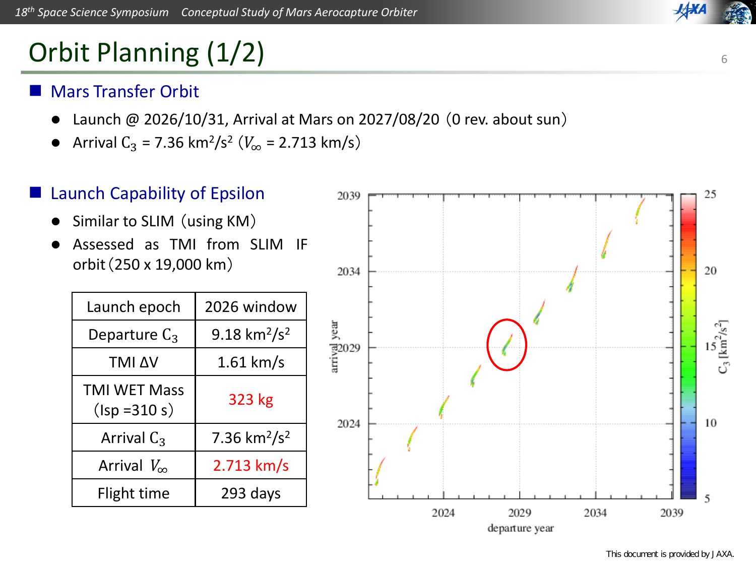# Orbit Planning (1/2)

## Mars Transfer Orbit

- Launch @ 2026/10/31, Arrival at Mars on 2027/08/20（0 rev. about sun）
- Arrival $C_3$ = 7.36 km$^2$/s$^2$ ($V_\infty$ = 2.713 km/s)

## Launch Capability of Epsilon

- Similar to SLIM（using KM）
- Assessed as TMI from SLIM IF orbit（250 x 19,000 km）

| Launch epoch | 2026 window |
|---|---|
| Departure $C_3$ | 9.18 km$^2$/s$^2$ |
| TMI ΔV | 1.61 km/s |
| TMI WET Mass (Isp =310 s) | 323 kg |
| Arrival $C_3$ | 7.36 km$^2$/s$^2$ |
| Arrival $V_\infty$ | 2.713 km/s |
| Flight time | 293 days |

This document is provided by JAXA.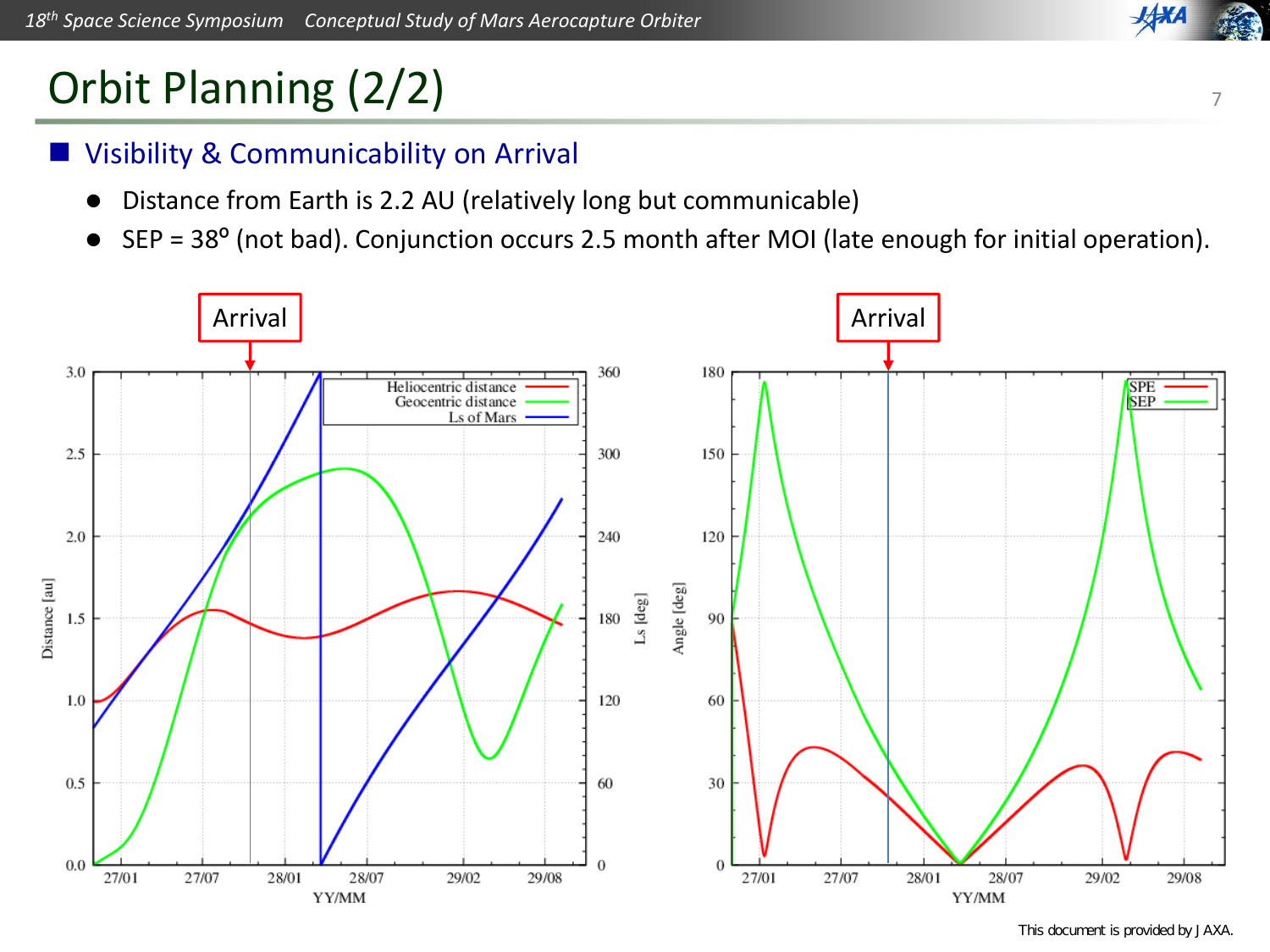# Orbit Planning (2/2)

## Visibility & Communicability on Arrival

- Distance from Earth is 2.2 AU (relatively long but communicable)
- SEP = 38° (not bad). Conjunction occurs 2.5 month after MOI (late enough for initial operation).

Arrival

Arrival

This document is provided by JAXA.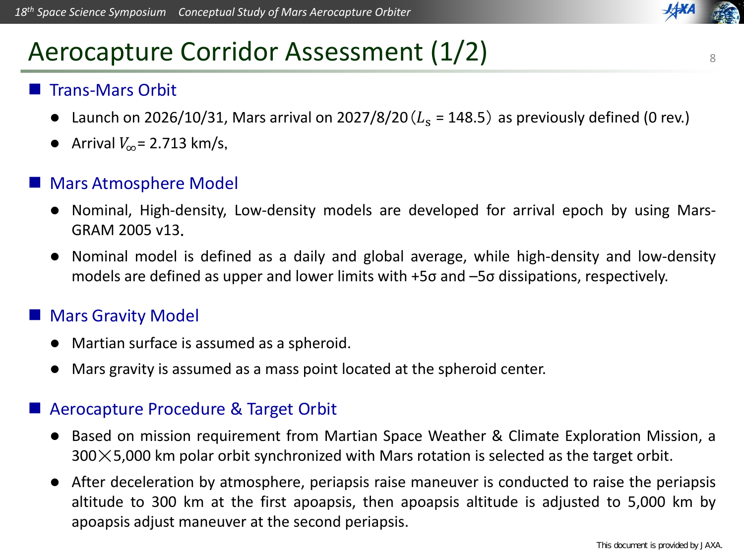# Aerocapture Corridor Assessment (1/2)

## Trans-Mars Orbit

- Launch on 2026/10/31, Mars arrival on 2027/8/20 ($L_s$ = 148.5) as previously defined (0 rev.)
- Arrival $V_\infty$= 2.713 km/s,

## Mars Atmosphere Model

- Nominal, High-density, Low-density models are developed for arrival epoch by using Mars-GRAM 2005 v13.
- Nominal model is defined as a daily and global average, while high-density and low-density models are defined as upper and lower limits with +5σ and –5σ dissipations, respectively.

## Mars Gravity Model

- Martian surface is assumed as a spheroid.
- Mars gravity is assumed as a mass point located at the spheroid center.

## Aerocapture Procedure & Target Orbit

- Based on mission requirement from Martian Space Weather & Climate Exploration Mission, a 300×5,000 km polar orbit synchronized with Mars rotation is selected as the target orbit.
- After deceleration by atmosphere, periapsis raise maneuver is conducted to raise the periapsis altitude to 300 km at the first apoapsis, then apoapsis altitude is adjusted to 5,000 km by apoapsis adjust maneuver at the second periapsis.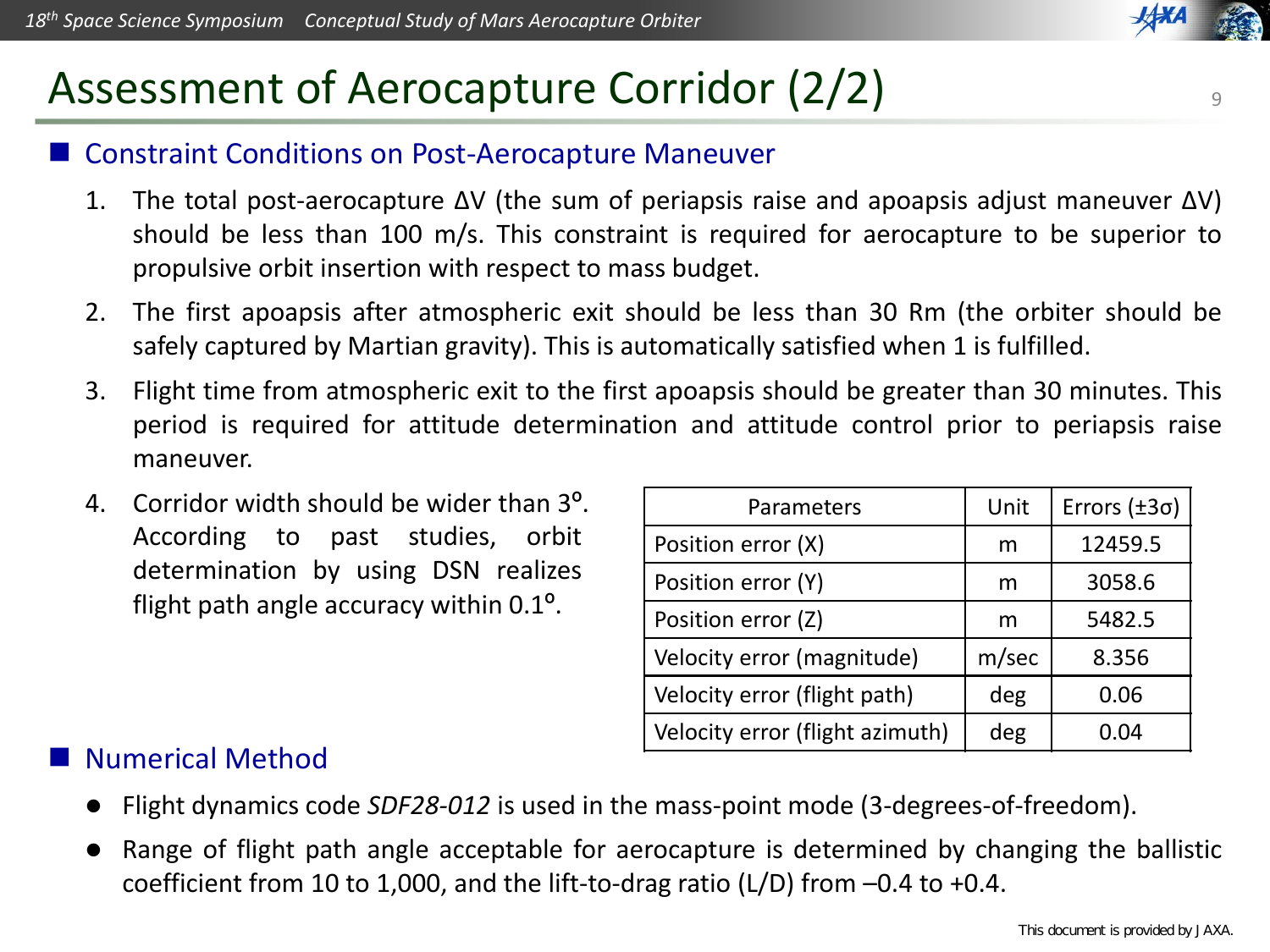# Assessment of Aerocapture Corridor (2/2)

## Constraint Conditions on Post-Aerocapture Maneuver

1. The total post-aerocapture ΔV (the sum of periapsis raise and apoapsis adjust maneuver ΔV) should be less than 100 m/s. This constraint is required for aerocapture to be superior to propulsive orbit insertion with respect to mass budget.
2. The first apoapsis after atmospheric exit should be less than 30 Rm (the orbiter should be safely captured by Martian gravity). This is automatically satisfied when 1 is fulfilled.
3. Flight time from atmospheric exit to the first apoapsis should be greater than 30 minutes. This period is required for attitude determination and attitude control prior to periapsis raise maneuver.
4. Corridor width should be wider than 3°. According to past studies, orbit determination by using DSN realizes flight path angle accuracy within 0.1°.

| Parameters | Unit | Errors (±3σ) |
|---|---|---|
| Position error (X) | m | 12459.5 |
| Position error (Y) | m | 3058.6 |
| Position error (Z) | m | 5482.5 |
| Velocity error (magnitude) | m/sec | 8.356 |
| Velocity error (flight path) | deg | 0.06 |
| Velocity error (flight azimuth) | deg | 0.04 |

## Numerical Method

- Flight dynamics code *SDF28-012* is used in the mass-point mode (3-degrees-of-freedom).
- Range of flight path angle acceptable for aerocapture is determined by changing the ballistic coefficient from 10 to 1,000, and the lift-to-drag ratio (L/D) from –0.4 to +0.4.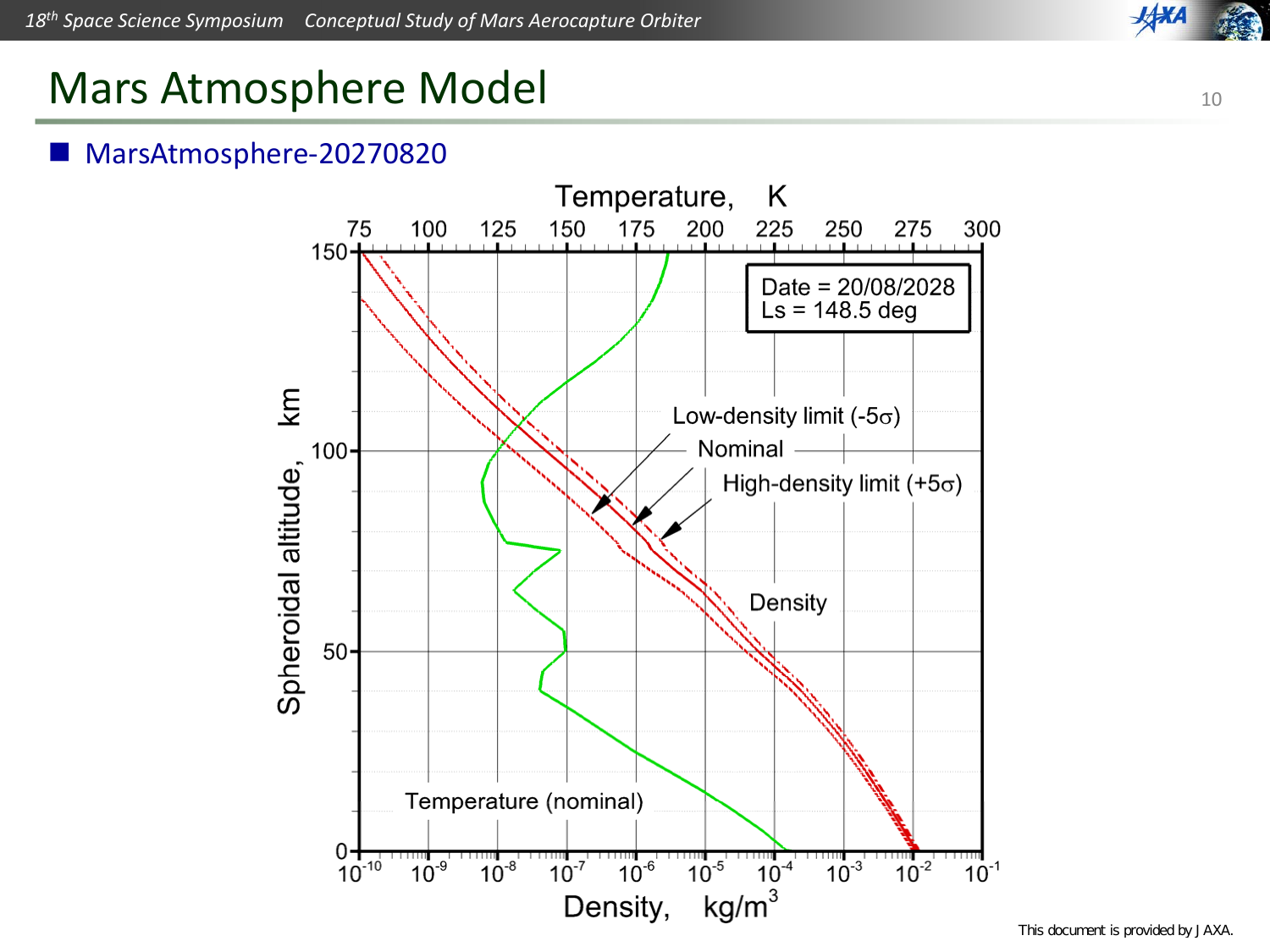# Mars Atmosphere Model

- MarsAtmosphere-20270820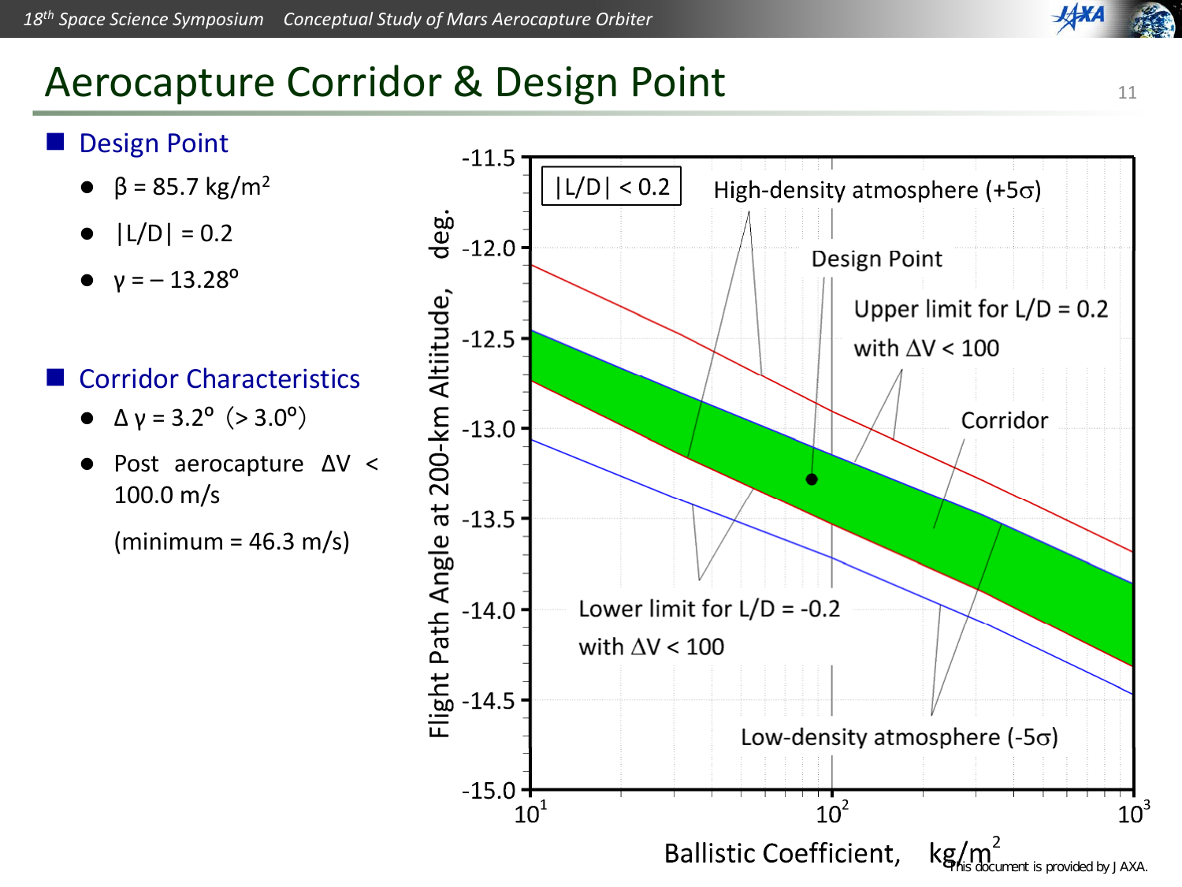# Aerocapture Corridor & Design Point

## Design Point

- $\beta = 85.7\ kg/m^2$
- $|L/D| = 0.2$
- $\gamma = -13.28^{o}$

## Corridor Characteristics

- $\Delta\gamma = 3.2^{o}$ ($> 3.0^{o}$)
- Post aerocapture $\Delta V$ < 100.0 m/s

  (minimum = 46.3 m/s)

|L/D| < 0.2

High-density atmosphere (+5σ)

Design Point

Upper limit for L/D = 0.2 with ΔV < 100

Corridor

Lower limit for L/D = -0.2 with ΔV < 100

Low-density atmosphere (-5σ)

Flight Path Angle at 200-km Altiitude, deg.

Ballistic Coefficient, kg/m²

This document is provided by JAXA.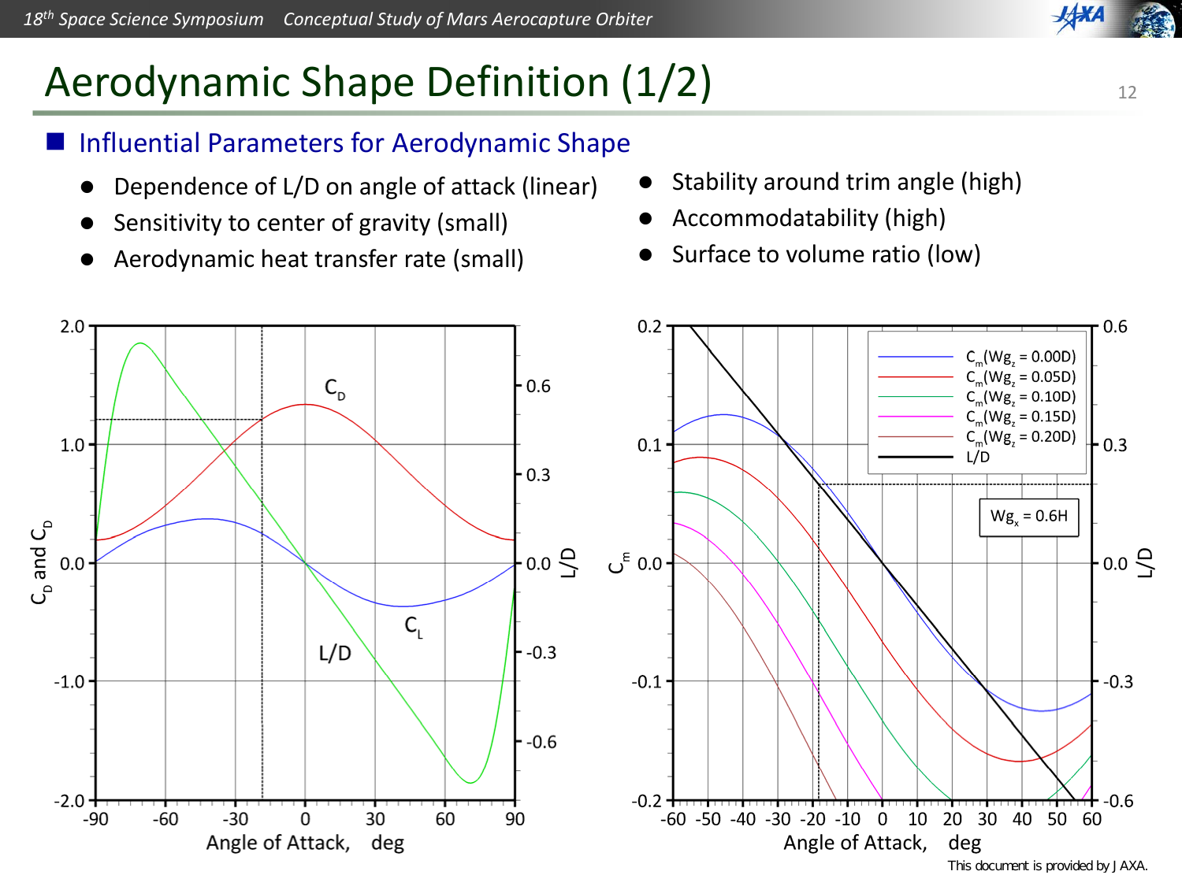# Aerodynamic Shape Definition (1/2)

## Influential Parameters for Aerodynamic Shape

- Dependence of L/D on angle of attack (linear)
- Sensitivity to center of gravity (small)
- Aerodynamic heat transfer rate (small)
- Stability around trim angle (high)
- Accommodatability (high)
- Surface to volume ratio (low)

This document is provided by JAXA.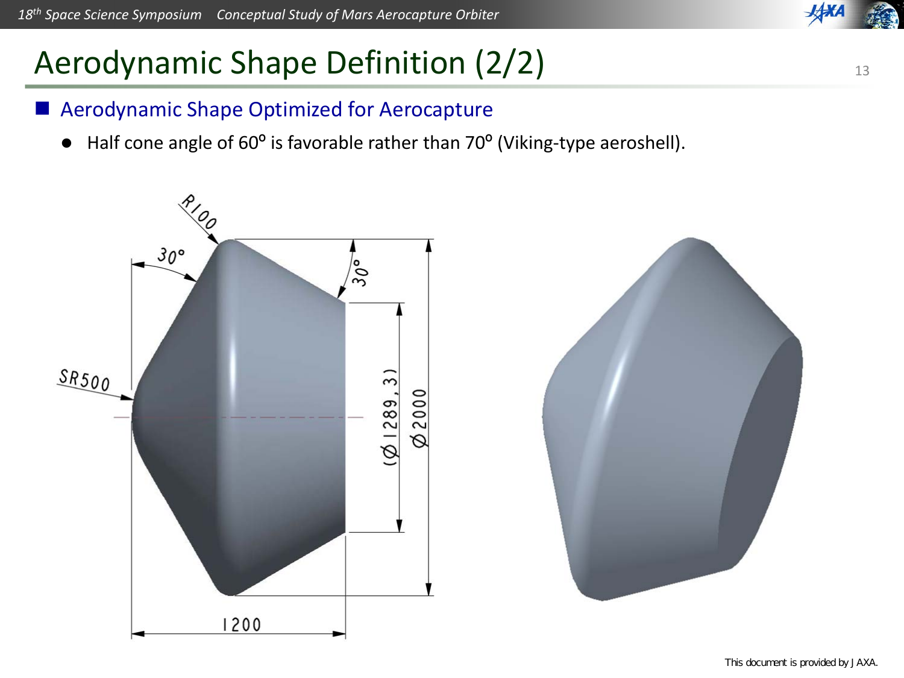# Aerodynamic Shape Definition (2/2)

## Aerodynamic Shape Optimized for Aerocapture

- Half cone angle of 60° is favorable rather than 70° (Viking-type aeroshell).

R100

30°

30°

SR500

(Ø1289,3)

Ø2000

1200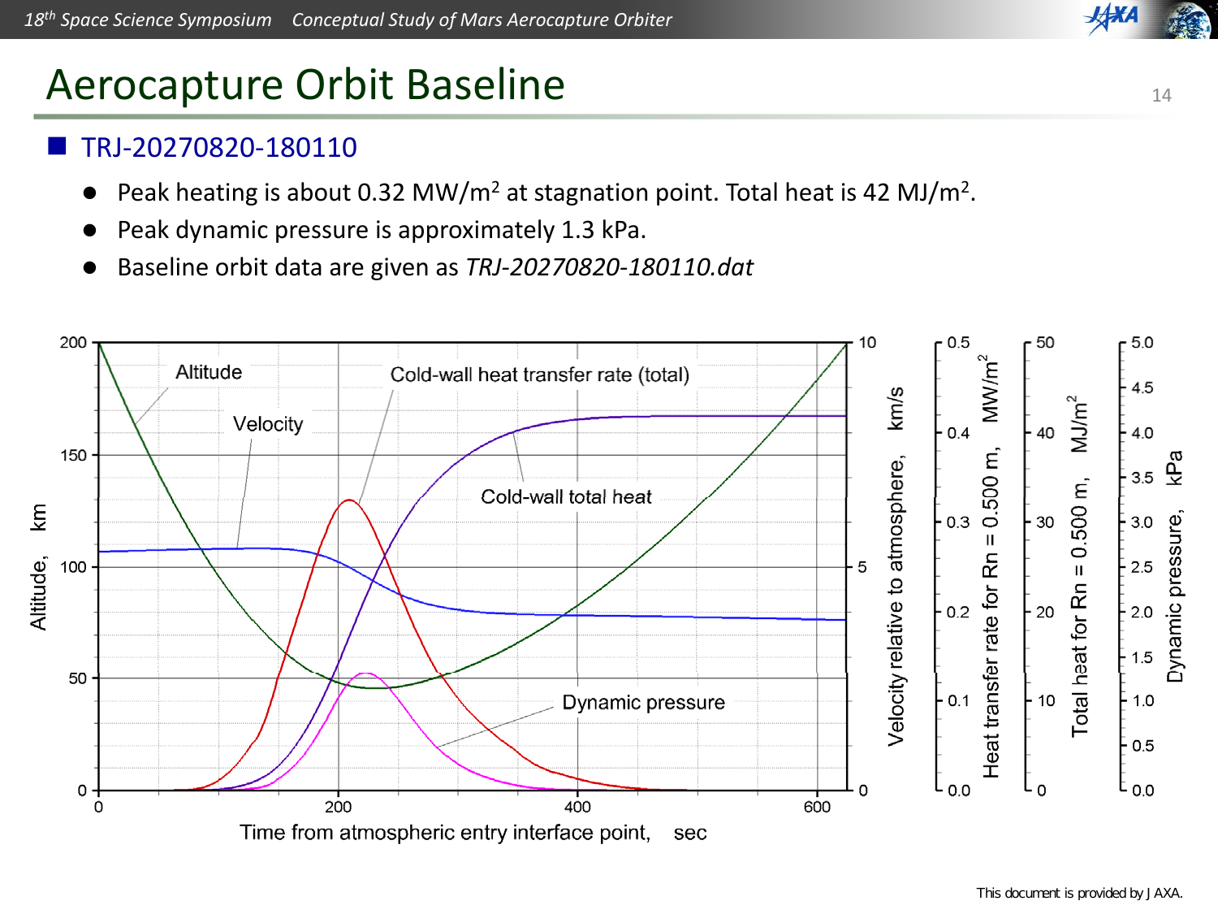# Aerocapture Orbit Baseline

## TRJ-20270820-180110

- Peak heating is about 0.32 $MW/m^2$ at stagnation point. Total heat is 42 $MJ/m^2$.
- Peak dynamic pressure is approximately 1.3 kPa.
- Baseline orbit data are given as *TRJ-20270820-180110.dat*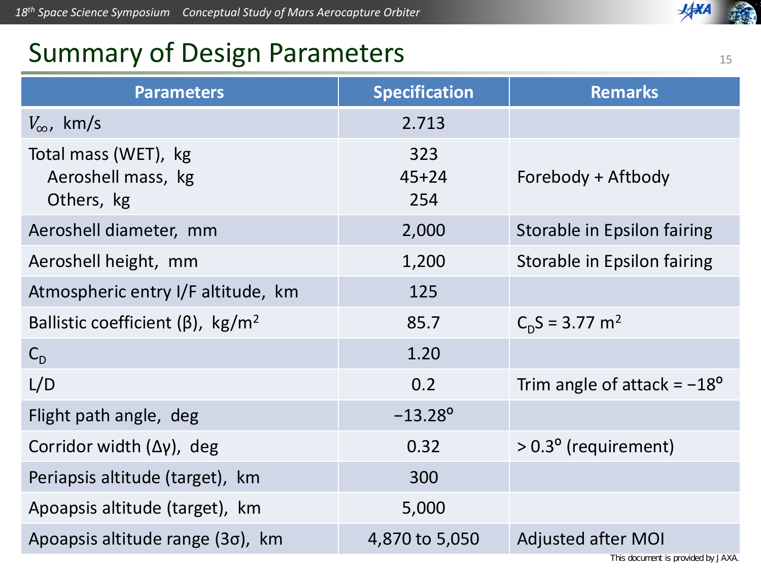# Summary of Design Parameters

| Parameters | Specification | Remarks |
| --- | --- | --- |
| $V_\infty$, km/s | 2.713 | |
| Total mass (WET), kg<br>Aeroshell mass, kg<br>Others, kg | 323<br>45+24<br>254 | Forebody + Aftbody |
| Aeroshell diameter, mm | 2,000 | Storable in Epsilon fairing |
| Aeroshell height, mm | 1,200 | Storable in Epsilon fairing |
| Atmospheric entry I/F altitude, km | 125 | |
| Ballistic coefficient (β), kg/m$^2$ | 85.7 | $C_DS$ = 3.77 m$^2$ |
| $C_D$ | 1.20 | |
| L/D | 0.2 | Trim angle of attack = −18° |
| Flight path angle, deg | −13.28° | |
| Corridor width (Δγ), deg | 0.32 | > 0.3° (requirement) |
| Periapsis altitude (target), km | 300 | |
| Apoapsis altitude (target), km | 5,000 | |
| Apoapsis altitude range (3σ), km | 4,870 to 5,050 | Adjusted after MOI |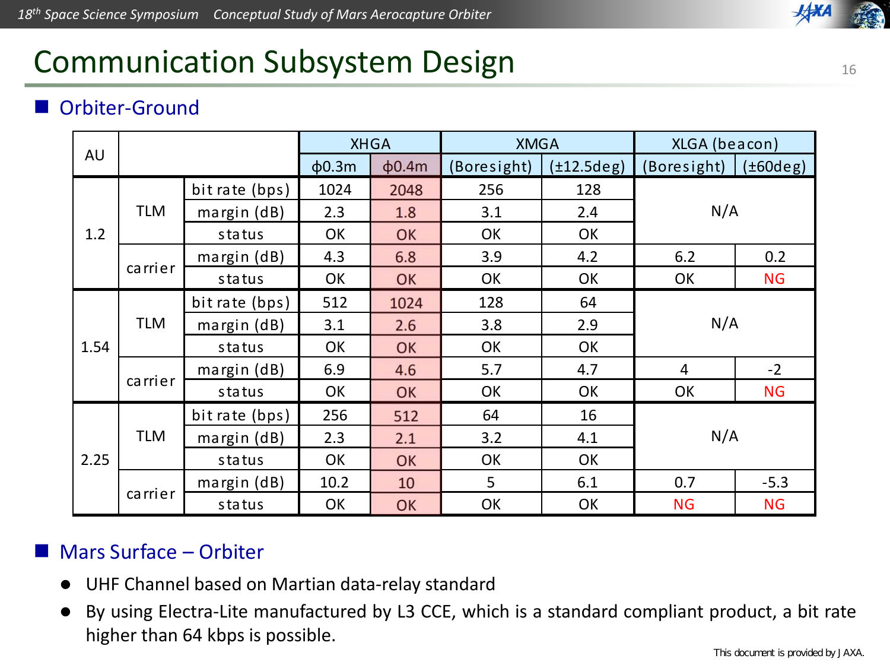# Communication Subsystem Design

## Orbiter-Ground

| AU | | | XHGA | | XMGA | | XLGA (beacon) | |
|---|---|---|---|---|---|---|---|---|
| | | | ϕ0.3m | ϕ0.4m | (Boresight) | (±12.5deg) | (Boresight) | (±60deg) |
| 1.2 | TLM | bit rate (bps) | 1024 | 2048 | 256 | 128 | N/A | |
| | | margin (dB) | 2.3 | 1.8 | 3.1 | 2.4 | | |
| | | status | OK | OK | OK | OK | | |
| | carrier | margin (dB) | 4.3 | 6.8 | 3.9 | 4.2 | 6.2 | 0.2 |
| | | status | OK | OK | OK | OK | OK | NG |
| 1.54 | TLM | bit rate (bps) | 512 | 1024 | 128 | 64 | N/A | |
| | | margin (dB) | 3.1 | 2.6 | 3.8 | 2.9 | | |
| | | status | OK | OK | OK | OK | | |
| | carrier | margin (dB) | 6.9 | 4.6 | 5.7 | 4.7 | 4 | -2 |
| | | status | OK | OK | OK | OK | OK | NG |
| 2.25 | TLM | bit rate (bps) | 256 | 512 | 64 | 16 | N/A | |
| | | margin (dB) | 2.3 | 2.1 | 3.2 | 4.1 | | |
| | | status | OK | OK | OK | OK | | |
| | carrier | margin (dB) | 10.2 | 10 | 5 | 6.1 | 0.7 | -5.3 |
| | | status | OK | OK | OK | OK | NG | NG |

## Mars Surface – Orbiter

- UHF Channel based on Martian data-relay standard
- By using Electra-Lite manufactured by L3 CCE, which is a standard compliant product, a bit rate higher than 64 kbps is possible.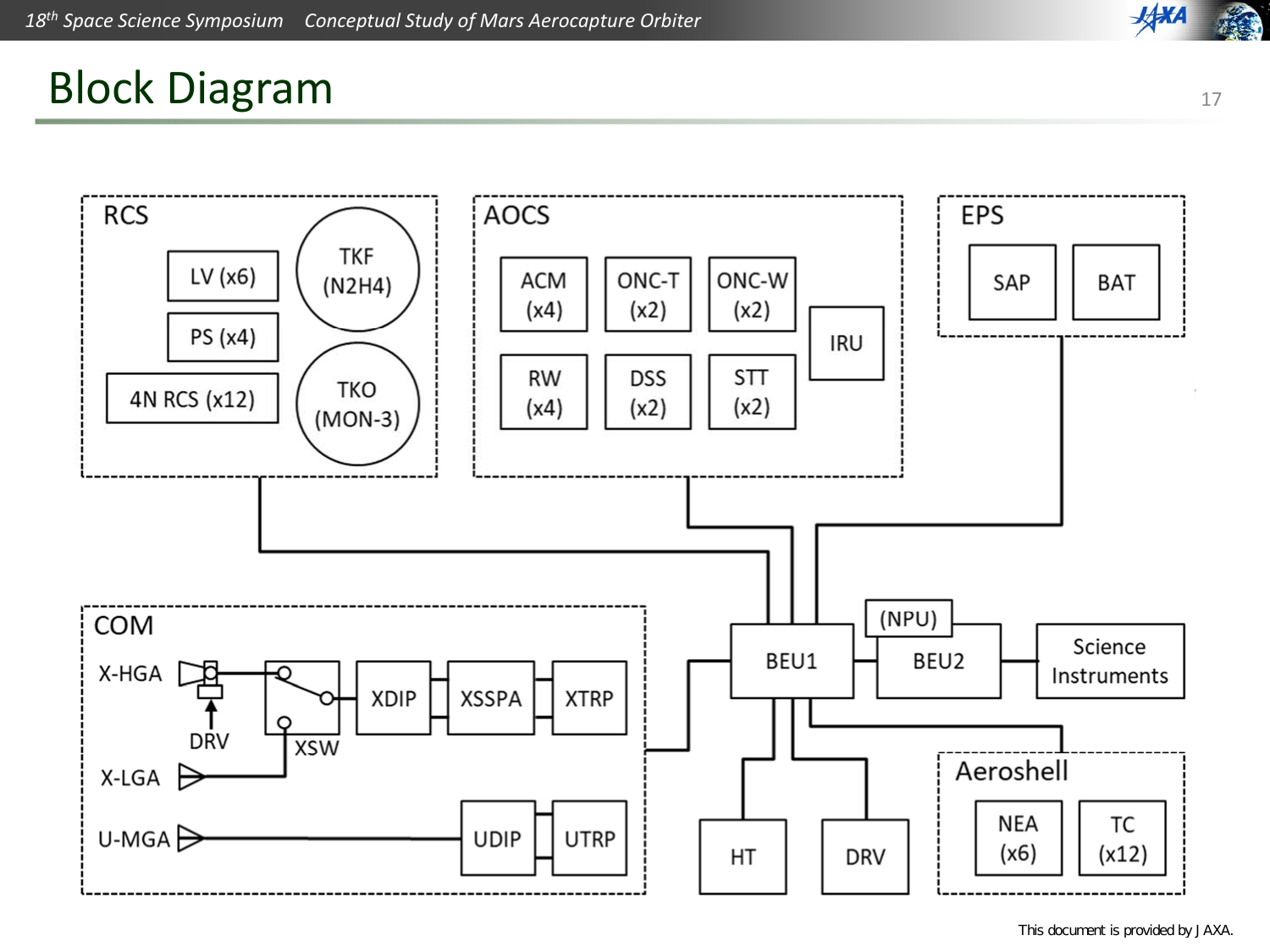# Block Diagram

**RCS**
- LV (x6)
- PS (x4)
- 4N RCS (x12)
- TKF (N2H4)
- TKO (MON-3)

**AOCS**
- ACM (x4)
- ONC-T (x2)
- ONC-W (x2)
- RW (x4)
- DSS (x2)
- STT (x2)
- IRU

**EPS**
- SAP
- BAT

**COM**
- X-HGA
- DRV
- X-LGA
- U-MGA
- XSW
- XDIP
- XSSPA
- XTRP
- UDIP
- UTRP

BEU1

(NPU) BEU2

Science Instruments

HT

DRV

**Aeroshell**
- NEA (x6)
- TC (x12)

This document is provided by JAXA.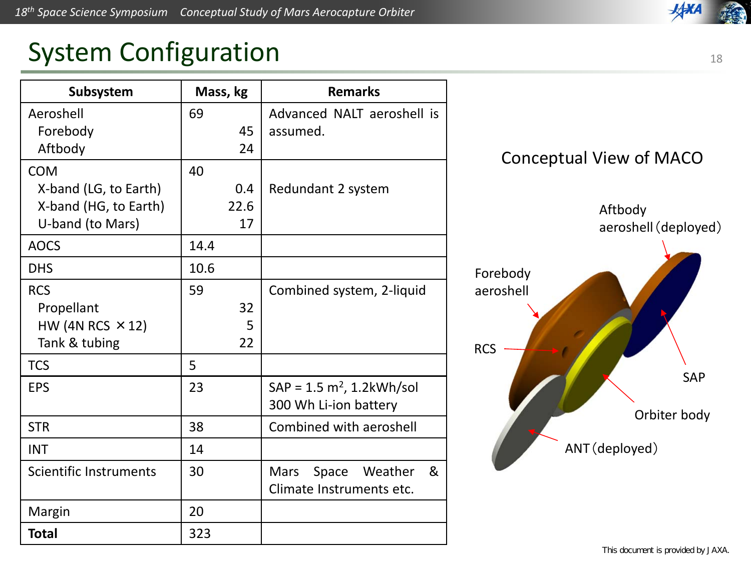# System Configuration

| Subsystem | Mass, kg | Remarks |
|---|---|---|
| Aeroshell | 69 | Advanced NALT aeroshell is assumed. |
| Forebody | 45 | |
| Aftbody | 24 | |
| COM | 40 | Redundant 2 system |
| X-band (LG, to Earth) | 0.4 | |
| X-band (HG, to Earth) | 22.6 | |
| U-band (to Mars) | 17 | |
| AOCS | 14.4 | |
| DHS | 10.6 | |
| RCS | 59 | Combined system, 2-liquid |
| Propellant | 32 | |
| HW (4N RCS ×12) | 5 | |
| Tank & tubing | 22 | |
| TCS | 5 | |
| EPS | 23 | SAP = 1.5 $m^2$, 1.2kWh/sol<br>300 Wh Li-ion battery |
| STR | 38 | Combined with aeroshell |
| INT | 14 | |
| Scientific Instruments | 30 | Mars Space Weather & Climate Instruments etc. |
| Margin | 20 | |
| **Total** | 323 | |

Conceptual View of MACO

Aftbody aeroshell (deployed)

Forebody aeroshell

RCS

SAP

Orbiter body

ANT (deployed)

This document is provided by JAXA.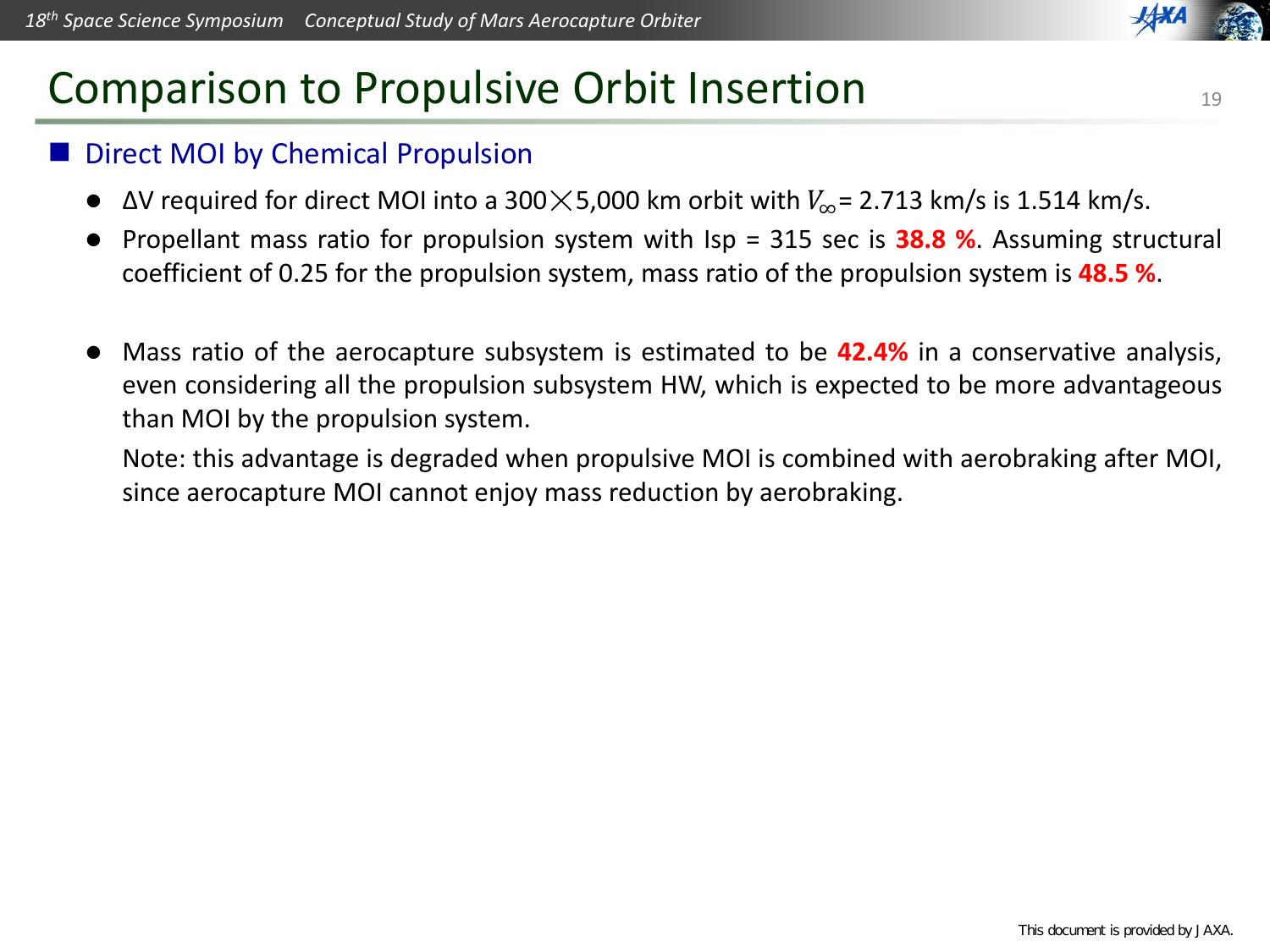# Comparison to Propulsive Orbit Insertion

## Direct MOI by Chemical Propulsion

- ΔV required for direct MOI into a 300×5,000 km orbit with $V_{\infty}$ = 2.713 km/s is 1.514 km/s.
- Propellant mass ratio for propulsion system with Isp = 315 sec is **38.8 %**. Assuming structural coefficient of 0.25 for the propulsion system, mass ratio of the propulsion system is **48.5 %**.

- Mass ratio of the aerocapture subsystem is estimated to be **42.4%** in a conservative analysis, even considering all the propulsion subsystem HW, which is expected to be more advantageous than MOI by the propulsion system.

  Note: this advantage is degraded when propulsive MOI is combined with aerobraking after MOI, since aerocapture MOI cannot enjoy mass reduction by aerobraking.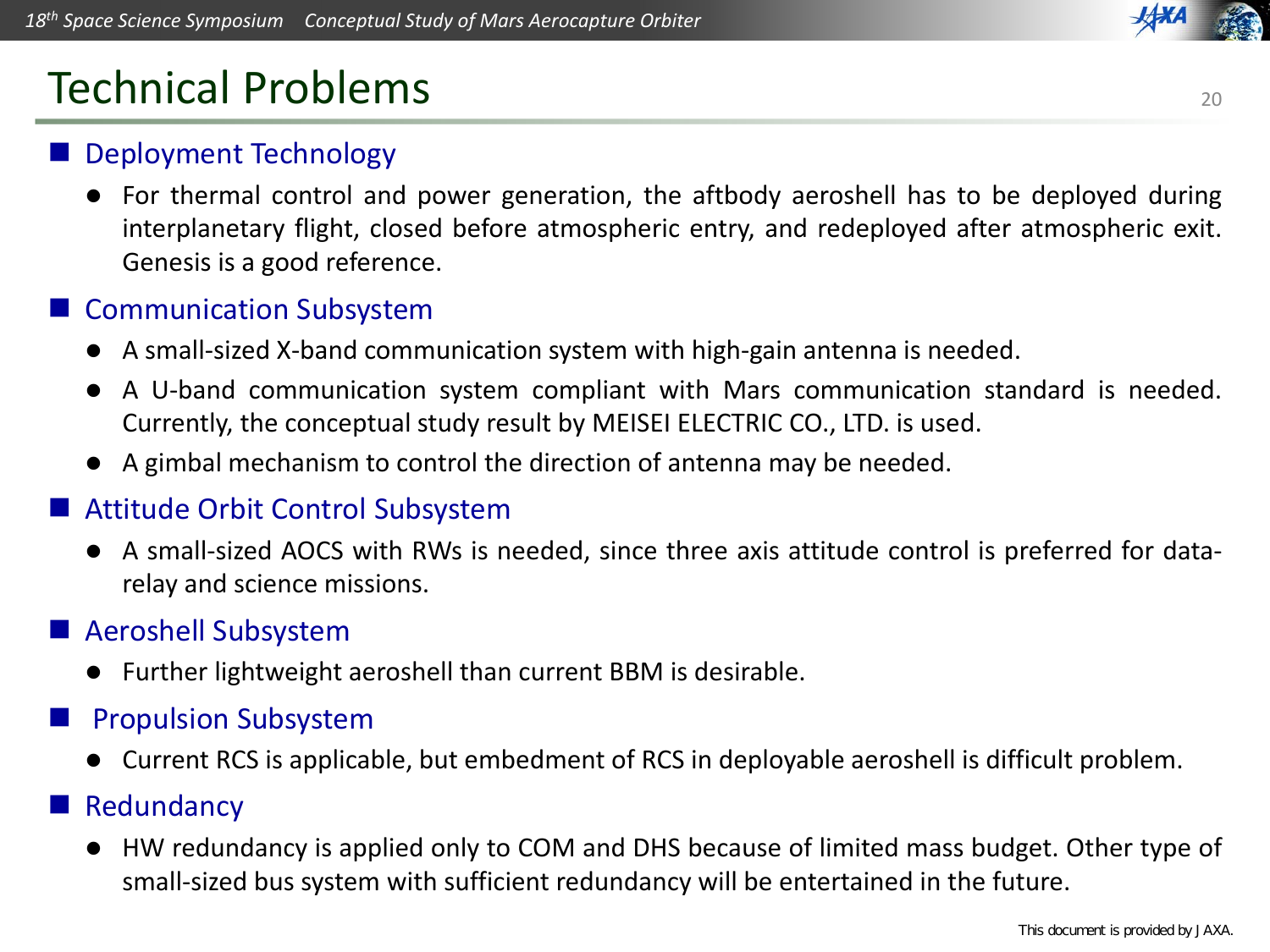# Technical Problems

## Deployment Technology

- For thermal control and power generation, the aftbody aeroshell has to be deployed during interplanetary flight, closed before atmospheric entry, and redeployed after atmospheric exit. Genesis is a good reference.

## Communication Subsystem

- A small-sized X-band communication system with high-gain antenna is needed.
- A U-band communication system compliant with Mars communication standard is needed. Currently, the conceptual study result by MEISEI ELECTRIC CO., LTD. is used.
- A gimbal mechanism to control the direction of antenna may be needed.

## Attitude Orbit Control Subsystem

- A small-sized AOCS with RWs is needed, since three axis attitude control is preferred for data-relay and science missions.

## Aeroshell Subsystem

- Further lightweight aeroshell than current BBM is desirable.

## Propulsion Subsystem

- Current RCS is applicable, but embedment of RCS in deployable aeroshell is difficult problem.

## Redundancy

- HW redundancy is applied only to COM and DHS because of limited mass budget. Other type of small-sized bus system with sufficient redundancy will be entertained in the future.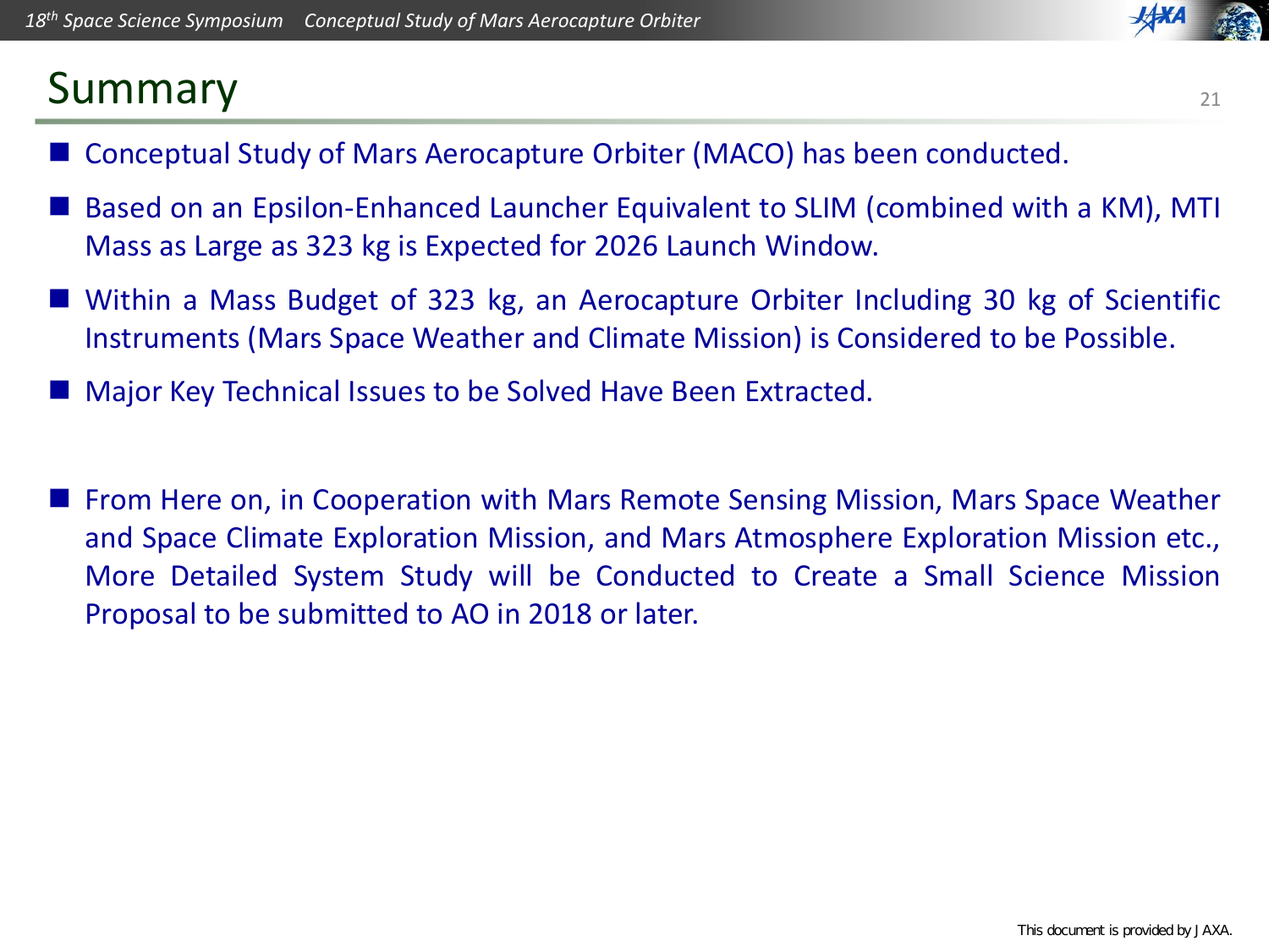# Summary

- Conceptual Study of Mars Aerocapture Orbiter (MACO) has been conducted.
- Based on an Epsilon-Enhanced Launcher Equivalent to SLIM (combined with a KM), MTI Mass as Large as 323 kg is Expected for 2026 Launch Window.
- Within a Mass Budget of 323 kg, an Aerocapture Orbiter Including 30 kg of Scientific Instruments (Mars Space Weather and Climate Mission) is Considered to be Possible.
- Major Key Technical Issues to be Solved Have Been Extracted.

- From Here on, in Cooperation with Mars Remote Sensing Mission, Mars Space Weather and Space Climate Exploration Mission, and Mars Atmosphere Exploration Mission etc., More Detailed System Study will be Conducted to Create a Small Science Mission Proposal to be submitted to AO in 2018 or later.